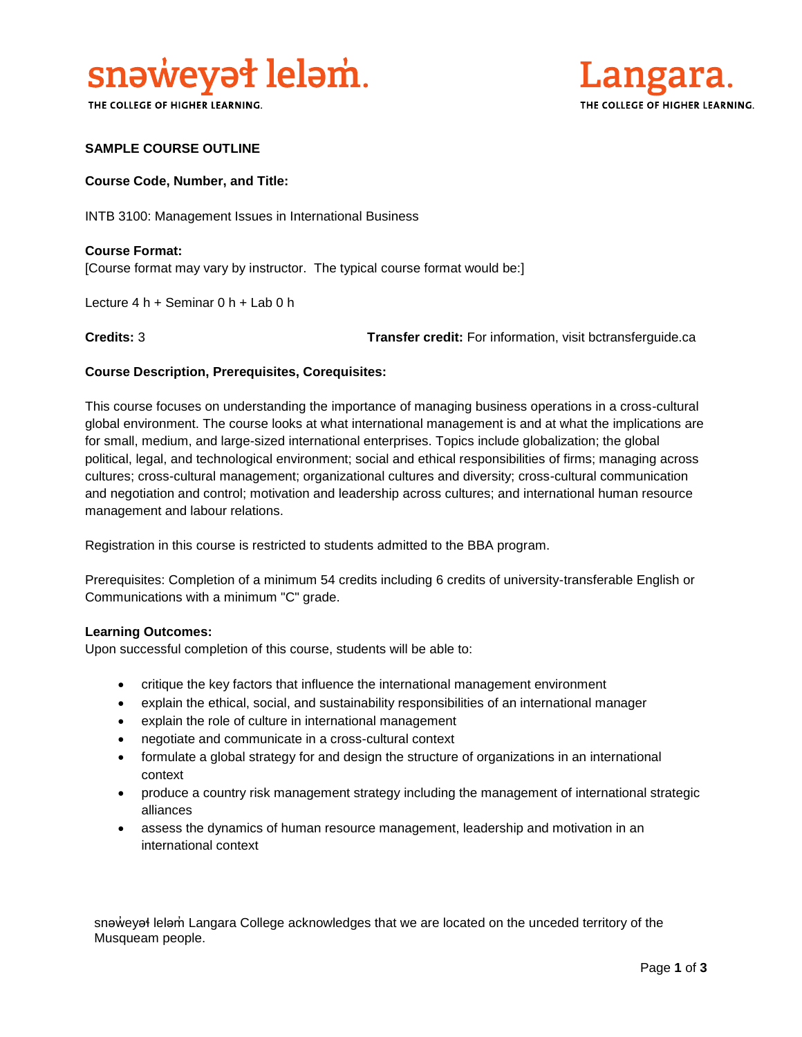snəw̓eyəɬ leləm̓.
THE COLLEGE OF HIGHER LEARNING.

Langara.
THE COLLEGE OF HIGHER LEARNING.

**SAMPLE COURSE OUTLINE**

**Course Code, Number, and Title:**

INTB 3100: Management Issues in International Business

**Course Format:**
[Course format may vary by instructor. The typical course format would be:]

Lecture 4 h + Seminar 0 h + Lab 0 h

**Credits:** 3

**Transfer credit:** For information, visit bctransferguide.ca

**Course Description, Prerequisites, Corequisites:**

This course focuses on understanding the importance of managing business operations in a cross-cultural global environment. The course looks at what international management is and at what the implications are for small, medium, and large-sized international enterprises. Topics include globalization; the global political, legal, and technological environment; social and ethical responsibilities of firms; managing across cultures; cross-cultural management; organizational cultures and diversity; cross-cultural communication and negotiation and control; motivation and leadership across cultures; and international human resource management and labour relations.

Registration in this course is restricted to students admitted to the BBA program.

Prerequisites: Completion of a minimum 54 credits including 6 credits of university-transferable English or Communications with a minimum "C" grade.

**Learning Outcomes:**
Upon successful completion of this course, students will be able to:

- critique the key factors that influence the international management environment
- explain the ethical, social, and sustainability responsibilities of an international manager
- explain the role of culture in international management
- negotiate and communicate in a cross-cultural context
- formulate a global strategy for and design the structure of organizations in an international context
- produce a country risk management strategy including the management of international strategic alliances
- assess the dynamics of human resource management, leadership and motivation in an international context

snəw̓eyəɬ leləm̓ Langara College acknowledges that we are located on the unceded territory of the Musqueam people.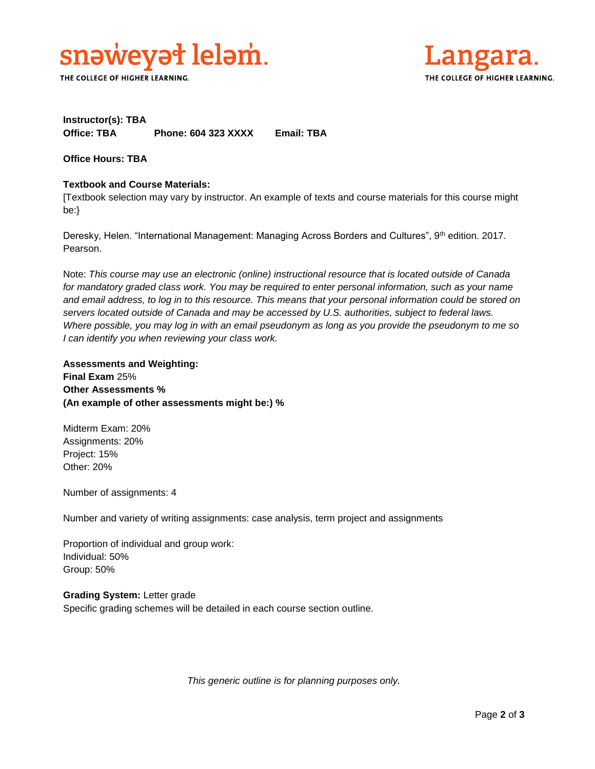**Instructor(s): TBA**
**Office: TBA** **Phone: 604 323 XXXX** **Email: TBA**

**Office Hours: TBA**

**Textbook and Course Materials:**
[Textbook selection may vary by instructor. An example of texts and course materials for this course might be:}

Deresky, Helen. "International Management: Managing Across Borders and Cultures", 9th edition. 2017. Pearson.

Note: *This course may use an electronic (online) instructional resource that is located outside of Canada for mandatory graded class work. You may be required to enter personal information, such as your name and email address, to log in to this resource. This means that your personal information could be stored on servers located outside of Canada and may be accessed by U.S. authorities, subject to federal laws. Where possible, you may log in with an email pseudonym as long as you provide the pseudonym to me so I can identify you when reviewing your class work.*

**Assessments and Weighting:**
**Final Exam** 25%
**Other Assessments %**
**(An example of other assessments might be:) %**

Midterm Exam: 20%
Assignments: 20%
Project: 15%
Other: 20%

Number of assignments: 4

Number and variety of writing assignments: case analysis, term project and assignments

Proportion of individual and group work:
Individual: 50%
Group: 50%

**Grading System:** Letter grade
Specific grading schemes will be detailed in each course section outline.

*This generic outline is for planning purposes only.*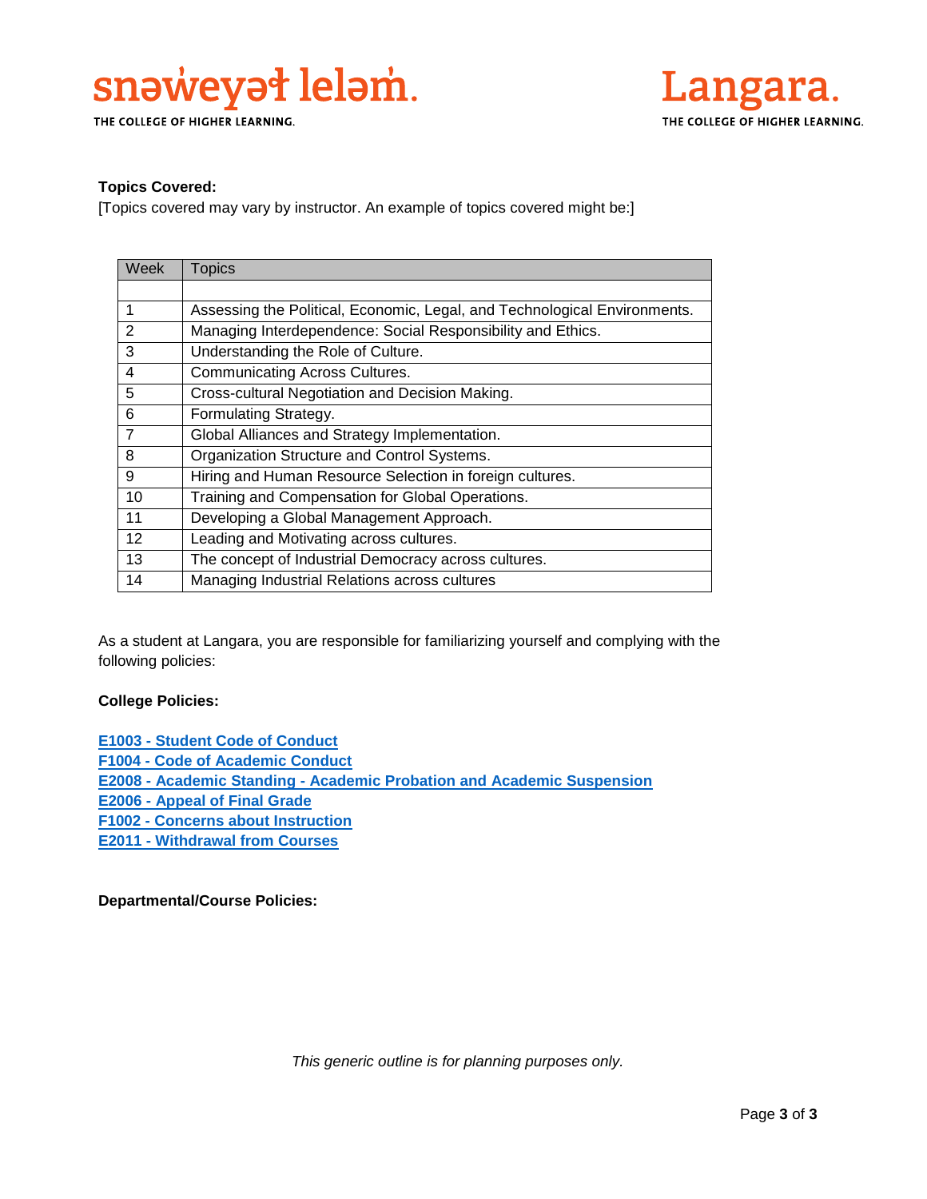**Topics Covered:**

[Topics covered may vary by instructor. An example of topics covered might be:]

| Week | Topics |
|---|---|
| | |
| 1 | Assessing the Political, Economic, Legal, and Technological Environments. |
| 2 | Managing Interdependence: Social Responsibility and Ethics. |
| 3 | Understanding the Role of Culture. |
| 4 | Communicating Across Cultures. |
| 5 | Cross-cultural Negotiation and Decision Making. |
| 6 | Formulating Strategy. |
| 7 | Global Alliances and Strategy Implementation. |
| 8 | Organization Structure and Control Systems. |
| 9 | Hiring and Human Resource Selection in foreign cultures. |
| 10 | Training and Compensation for Global Operations. |
| 11 | Developing a Global Management Approach. |
| 12 | Leading and Motivating across cultures. |
| 13 | The concept of Industrial Democracy across cultures. |
| 14 | Managing Industrial Relations across cultures |

As a student at Langara, you are responsible for familiarizing yourself and complying with the following policies:

**College Policies:**

**E1003 - Student Code of Conduct**
**F1004 - Code of Academic Conduct**
**E2008 - Academic Standing - Academic Probation and Academic Suspension**
**E2006 - Appeal of Final Grade**
**F1002 - Concerns about Instruction**
**E2011 - Withdrawal from Courses**

**Departmental/Course Policies:**

*This generic outline is for planning purposes only.*